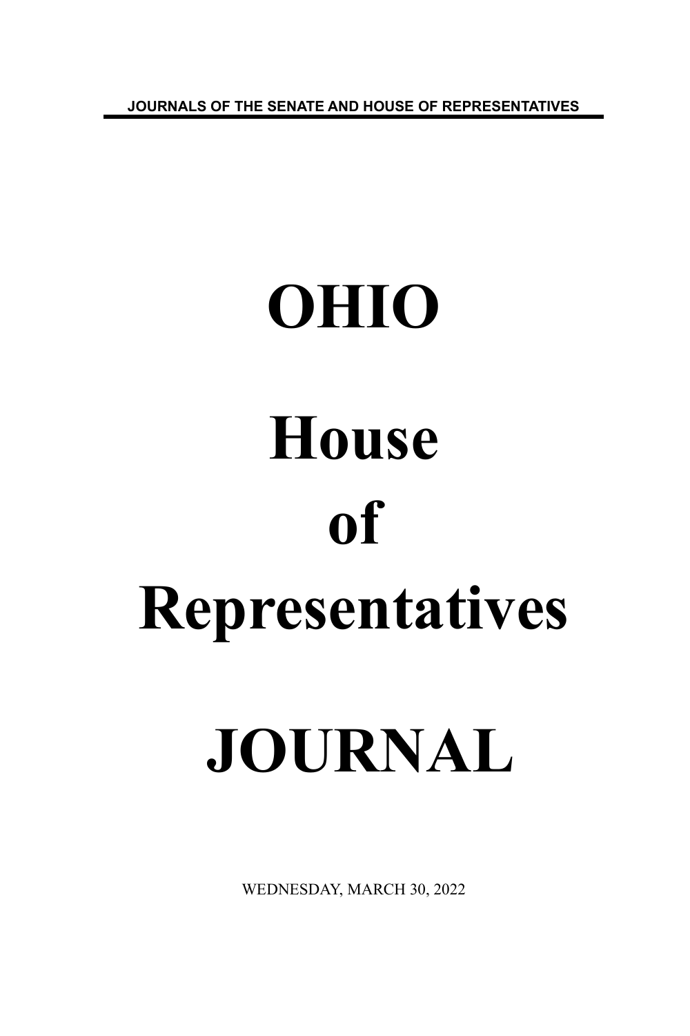JOURNALS OF THE SENATE AND HOUSE OF REPRESENTATIVES

# OHIO

# House

# of

# Representatives

# JOURNAL

WEDNESDAY, MARCH 30, 2022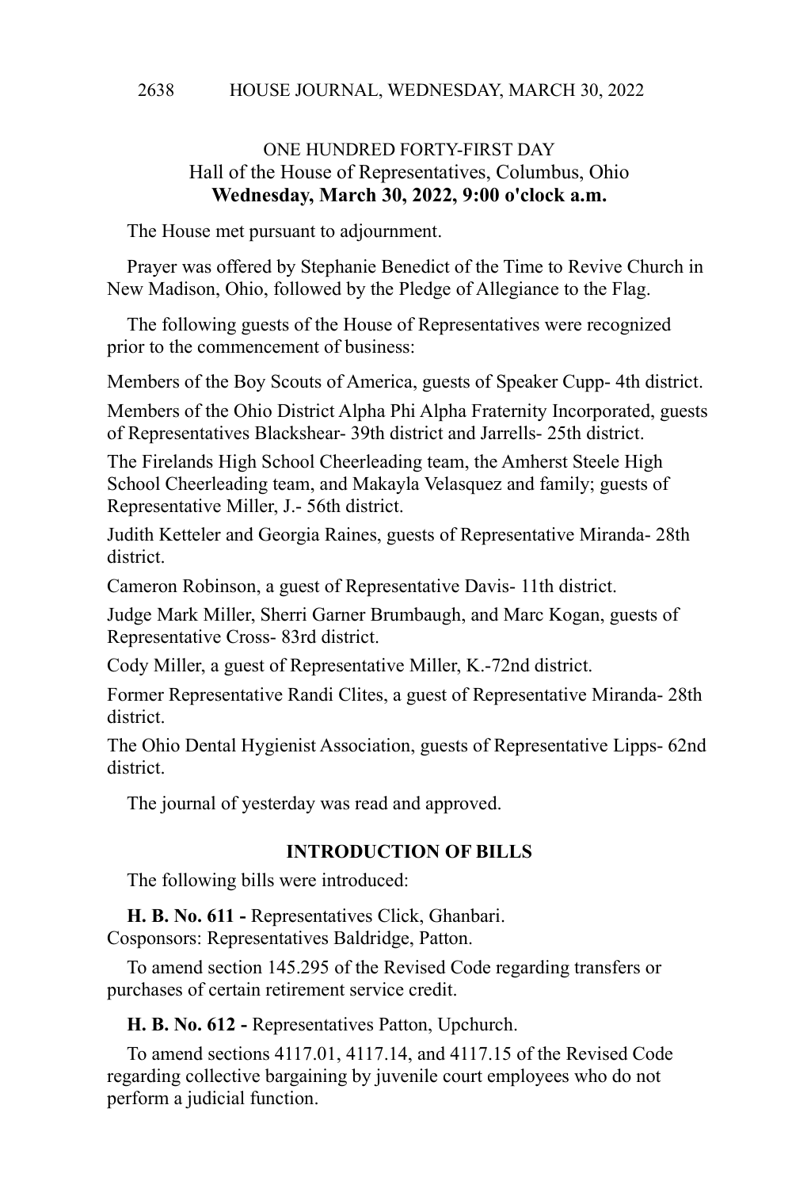## ONE HUNDRED FORTY-FIRST DAY
### Hall of the House of Representatives, Columbus, Ohio
**Wednesday, March 30, 2022, 9:00 o'clock a.m.**

The House met pursuant to adjournment.

Prayer was offered by Stephanie Benedict of the Time to Revive Church in New Madison, Ohio, followed by the Pledge of Allegiance to the Flag.

The following guests of the House of Representatives were recognized prior to the commencement of business:

Members of the Boy Scouts of America, guests of Speaker Cupp- 4th district.

Members of the Ohio District Alpha Phi Alpha Fraternity Incorporated, guests of Representatives Blackshear- 39th district and Jarrells- 25th district.

The Firelands High School Cheerleading team, the Amherst Steele High School Cheerleading team, and Makayla Velasquez and family; guests of Representative Miller, J.- 56th district.

Judith Ketteler and Georgia Raines, guests of Representative Miranda- 28th district.

Cameron Robinson, a guest of Representative Davis- 11th district.

Judge Mark Miller, Sherri Garner Brumbaugh, and Marc Kogan, guests of Representative Cross- 83rd district.

Cody Miller, a guest of Representative Miller, K.-72nd district.

Former Representative Randi Clites, a guest of Representative Miranda- 28th district.

The Ohio Dental Hygienist Association, guests of Representative Lipps- 62nd district.

The journal of yesterday was read and approved.

### INTRODUCTION OF BILLS

The following bills were introduced:

**H. B. No. 611 -** Representatives Click, Ghanbari.
Cosponsors: Representatives Baldridge, Patton.

To amend section 145.295 of the Revised Code regarding transfers or purchases of certain retirement service credit.

**H. B. No. 612 -** Representatives Patton, Upchurch.

To amend sections 4117.01, 4117.14, and 4117.15 of the Revised Code regarding collective bargaining by juvenile court employees who do not perform a judicial function.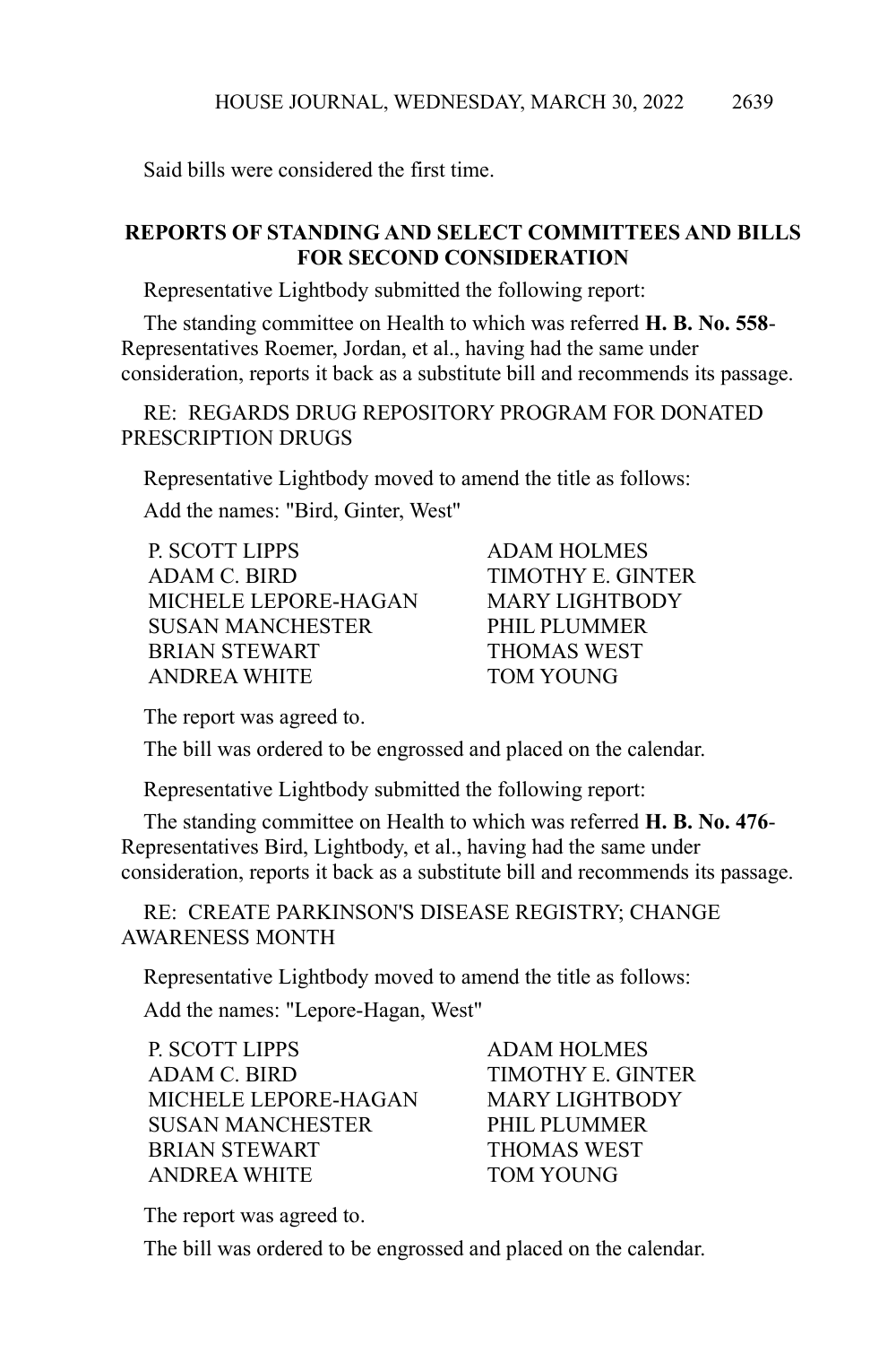Said bills were considered the first time.

## REPORTS OF STANDING AND SELECT COMMITTEES AND BILLS FOR SECOND CONSIDERATION

Representative Lightbody submitted the following report:

The standing committee on Health to which was referred **H. B. No. 558**-Representatives Roemer, Jordan, et al., having had the same under consideration, reports it back as a substitute bill and recommends its passage.

RE: REGARDS DRUG REPOSITORY PROGRAM FOR DONATED PRESCRIPTION DRUGS

Representative Lightbody moved to amend the title as follows:

Add the names: "Bird, Ginter, West"

| | |
|---|---|
| P. SCOTT LIPPS | ADAM HOLMES |
| ADAM C. BIRD | TIMOTHY E. GINTER |
| MICHELE LEPORE-HAGAN | MARY LIGHTBODY |
| SUSAN MANCHESTER | PHIL PLUMMER |
| BRIAN STEWART | THOMAS WEST |
| ANDREA WHITE | TOM YOUNG |

The report was agreed to.

The bill was ordered to be engrossed and placed on the calendar.

Representative Lightbody submitted the following report:

The standing committee on Health to which was referred **H. B. No. 476**-Representatives Bird, Lightbody, et al., having had the same under consideration, reports it back as a substitute bill and recommends its passage.

RE: CREATE PARKINSON'S DISEASE REGISTRY; CHANGE AWARENESS MONTH

Representative Lightbody moved to amend the title as follows:

Add the names: "Lepore-Hagan, West"

| | |
|---|---|
| P. SCOTT LIPPS | ADAM HOLMES |
| ADAM C. BIRD | TIMOTHY E. GINTER |
| MICHELE LEPORE-HAGAN | MARY LIGHTBODY |
| SUSAN MANCHESTER | PHIL PLUMMER |
| BRIAN STEWART | THOMAS WEST |
| ANDREA WHITE | TOM YOUNG |

The report was agreed to.

The bill was ordered to be engrossed and placed on the calendar.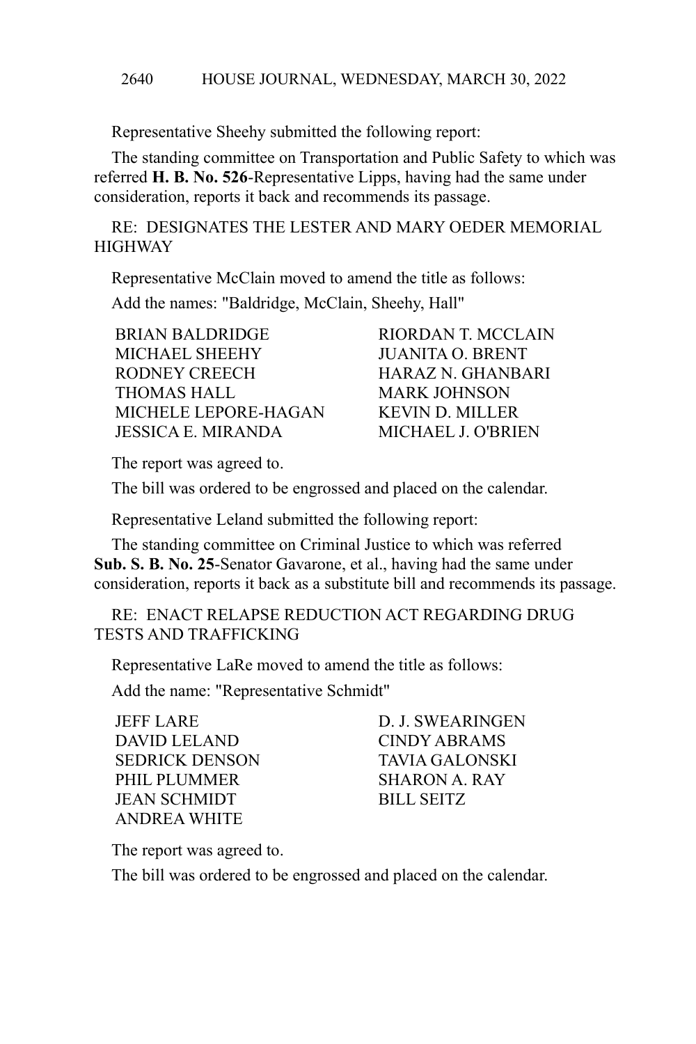Representative Sheehy submitted the following report:

The standing committee on Transportation and Public Safety to which was referred **H. B. No. 526**-Representative Lipps, having had the same under consideration, reports it back and recommends its passage.

RE: DESIGNATES THE LESTER AND MARY OEDER MEMORIAL HIGHWAY

Representative McClain moved to amend the title as follows:

Add the names: "Baldridge, McClain, Sheehy, Hall"

| | |
|---|---|
| BRIAN BALDRIDGE | RIORDAN T. MCCLAIN |
| MICHAEL SHEEHY | JUANITA O. BRENT |
| RODNEY CREECH | HARAZ N. GHANBARI |
| THOMAS HALL | MARK JOHNSON |
| MICHELE LEPORE-HAGAN | KEVIN D. MILLER |
| JESSICA E. MIRANDA | MICHAEL J. O'BRIEN |

The report was agreed to.

The bill was ordered to be engrossed and placed on the calendar.

Representative Leland submitted the following report:

The standing committee on Criminal Justice to which was referred **Sub. S. B. No. 25**-Senator Gavarone, et al., having had the same under consideration, reports it back as a substitute bill and recommends its passage.

RE: ENACT RELAPSE REDUCTION ACT REGARDING DRUG TESTS AND TRAFFICKING

Representative LaRe moved to amend the title as follows:

Add the name: "Representative Schmidt"

| | |
|---|---|
| JEFF LARE | D. J. SWEARINGEN |
| DAVID LELAND | CINDY ABRAMS |
| SEDRICK DENSON | TAVIA GALONSKI |
| PHIL PLUMMER | SHARON A. RAY |
| JEAN SCHMIDT | BILL SEITZ |
| ANDREA WHITE | |

The report was agreed to.

The bill was ordered to be engrossed and placed on the calendar.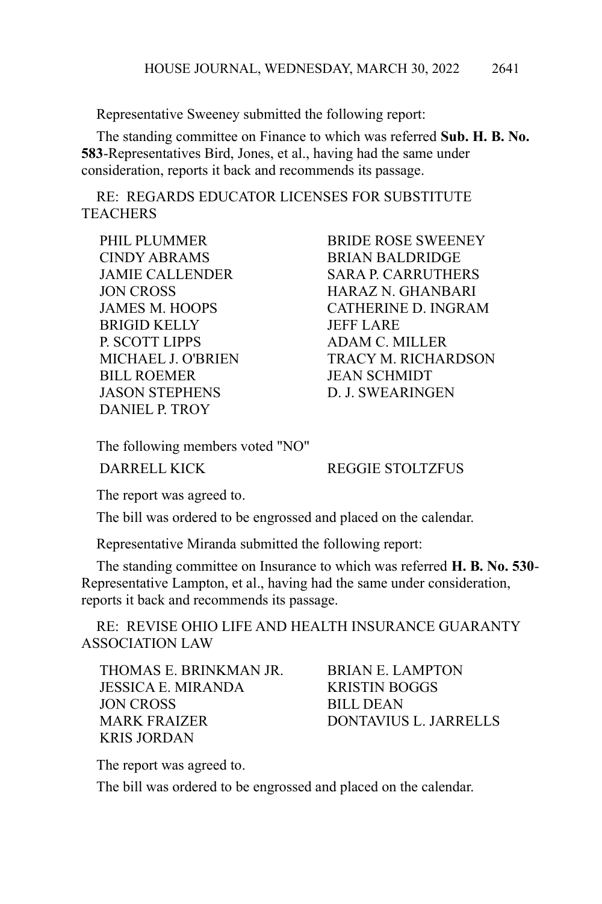Representative Sweeney submitted the following report:

The standing committee on Finance to which was referred **Sub. H. B. No. 583**-Representatives Bird, Jones, et al., having had the same under consideration, reports it back and recommends its passage.

RE: REGARDS EDUCATOR LICENSES FOR SUBSTITUTE TEACHERS

| | |
|---|---|
| PHIL PLUMMER | BRIDE ROSE SWEENEY |
| CINDY ABRAMS | BRIAN BALDRIDGE |
| JAMIE CALLENDER | SARA P. CARRUTHERS |
| JON CROSS | HARAZ N. GHANBARI |
| JAMES M. HOOPS | CATHERINE D. INGRAM |
| BRIGID KELLY | JEFF LARE |
| P. SCOTT LIPPS | ADAM C. MILLER |
| MICHAEL J. O'BRIEN | TRACY M. RICHARDSON |
| BILL ROEMER | JEAN SCHMIDT |
| JASON STEPHENS | D. J. SWEARINGEN |
| DANIEL P. TROY | |

The following members voted "NO"

| | |
|---|---|
| DARRELL KICK | REGGIE STOLTZFUS |

The report was agreed to.

The bill was ordered to be engrossed and placed on the calendar.

Representative Miranda submitted the following report:

The standing committee on Insurance to which was referred **H. B. No. 530**-Representative Lampton, et al., having had the same under consideration, reports it back and recommends its passage.

RE: REVISE OHIO LIFE AND HEALTH INSURANCE GUARANTY ASSOCIATION LAW

| | |
|---|---|
| THOMAS E. BRINKMAN JR. | BRIAN E. LAMPTON |
| JESSICA E. MIRANDA | KRISTIN BOGGS |
| JON CROSS | BILL DEAN |
| MARK FRAIZER | DONTAVIUS L. JARRELLS |
| KRIS JORDAN | |

The report was agreed to.

The bill was ordered to be engrossed and placed on the calendar.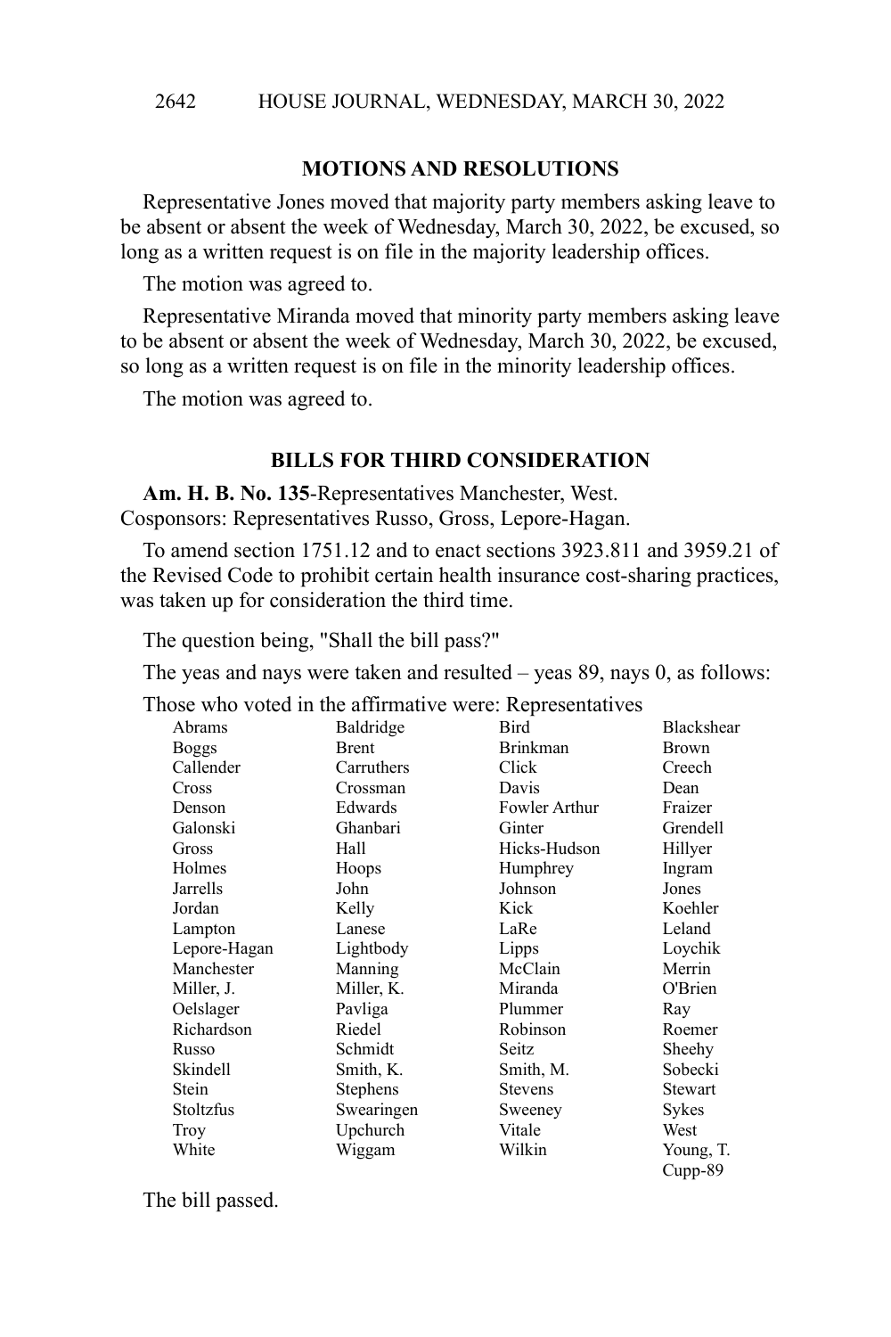## MOTIONS AND RESOLUTIONS

Representative Jones moved that majority party members asking leave to be absent or absent the week of Wednesday, March 30, 2022, be excused, so long as a written request is on file in the majority leadership offices.

The motion was agreed to.

Representative Miranda moved that minority party members asking leave to be absent or absent the week of Wednesday, March 30, 2022, be excused, so long as a written request is on file in the minority leadership offices.

The motion was agreed to.

## BILLS FOR THIRD CONSIDERATION

**Am. H. B. No. 135**-Representatives Manchester, West.
Cosponsors: Representatives Russo, Gross, Lepore-Hagan.

To amend section 1751.12 and to enact sections 3923.811 and 3959.21 of the Revised Code to prohibit certain health insurance cost-sharing practices, was taken up for consideration the third time.

The question being, "Shall the bill pass?"

The yeas and nays were taken and resulted – yeas 89, nays 0, as follows:

Those who voted in the affirmative were: Representatives

| | | | |
|---|---|---|---|
| Abrams | Baldridge | Bird | Blackshear |
| Boggs | Brent | Brinkman | Brown |
| Callender | Carruthers | Click | Creech |
| Cross | Crossman | Davis | Dean |
| Denson | Edwards | Fowler Arthur | Fraizer |
| Galonski | Ghanbari | Ginter | Grendell |
| Gross | Hall | Hicks-Hudson | Hillyer |
| Holmes | Hoops | Humphrey | Ingram |
| Jarrells | John | Johnson | Jones |
| Jordan | Kelly | Kick | Koehler |
| Lampton | Lanese | LaRe | Leland |
| Lepore-Hagan | Lightbody | Lipps | Loychik |
| Manchester | Manning | McClain | Merrin |
| Miller, J. | Miller, K. | Miranda | O'Brien |
| Oelslager | Pavliga | Plummer | Ray |
| Richardson | Riedel | Robinson | Roemer |
| Russo | Schmidt | Seitz | Sheehy |
| Skindell | Smith, K. | Smith, M. | Sobecki |
| Stein | Stephens | Stevens | Stewart |
| Stoltzfus | Swearingen | Sweeney | Sykes |
| Troy | Upchurch | Vitale | West |
| White | Wiggam | Wilkin | Young, T. |
| | | | Cupp-89 |

The bill passed.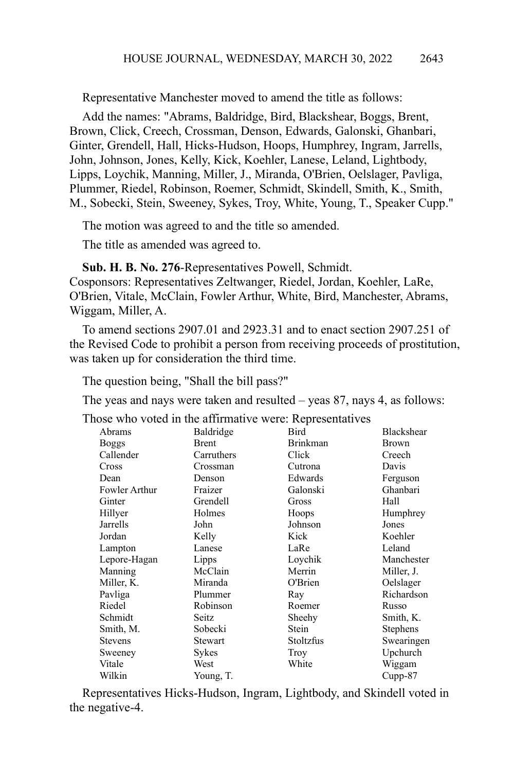Representative Manchester moved to amend the title as follows:

Add the names: "Abrams, Baldridge, Bird, Blackshear, Boggs, Brent, Brown, Click, Creech, Crossman, Denson, Edwards, Galonski, Ghanbari, Ginter, Grendell, Hall, Hicks-Hudson, Hoops, Humphrey, Ingram, Jarrells, John, Johnson, Jones, Kelly, Kick, Koehler, Lanese, Leland, Lightbody, Lipps, Loychik, Manning, Miller, J., Miranda, O'Brien, Oelslager, Pavliga, Plummer, Riedel, Robinson, Roemer, Schmidt, Skindell, Smith, K., Smith, M., Sobecki, Stein, Sweeney, Sykes, Troy, White, Young, T., Speaker Cupp."

The motion was agreed to and the title so amended.

The title as amended was agreed to.

**Sub. H. B. No. 276**-Representatives Powell, Schmidt.
Cosponsors: Representatives Zeltwanger, Riedel, Jordan, Koehler, LaRe, O'Brien, Vitale, McClain, Fowler Arthur, White, Bird, Manchester, Abrams, Wiggam, Miller, A.

To amend sections 2907.01 and 2923.31 and to enact section 2907.251 of the Revised Code to prohibit a person from receiving proceeds of prostitution, was taken up for consideration the third time.

The question being, "Shall the bill pass?"

The yeas and nays were taken and resulted – yeas 87, nays 4, as follows:

Those who voted in the affirmative were: Representatives

| | | | |
|---|---|---|---|
| Abrams | Baldridge | Bird | Blackshear |
| Boggs | Brent | Brinkman | Brown |
| Callender | Carruthers | Click | Creech |
| Cross | Crossman | Cutrona | Davis |
| Dean | Denson | Edwards | Ferguson |
| Fowler Arthur | Fraizer | Galonski | Ghanbari |
| Ginter | Grendell | Gross | Hall |
| Hillyer | Holmes | Hoops | Humphrey |
| Jarrells | John | Johnson | Jones |
| Jordan | Kelly | Kick | Koehler |
| Lampton | Lanese | LaRe | Leland |
| Lepore-Hagan | Lipps | Loychik | Manchester |
| Manning | McClain | Merrin | Miller, J. |
| Miller, K. | Miranda | O'Brien | Oelslager |
| Pavliga | Plummer | Ray | Richardson |
| Riedel | Robinson | Roemer | Russo |
| Schmidt | Seitz | Sheehy | Smith, K. |
| Smith, M. | Sobecki | Stein | Stephens |
| Stevens | Stewart | Stoltzfus | Swearingen |
| Sweeney | Sykes | Troy | Upchurch |
| Vitale | West | White | Wiggam |
| Wilkin | Young, T. | | Cupp-87 |

Representatives Hicks-Hudson, Ingram, Lightbody, and Skindell voted in the negative-4.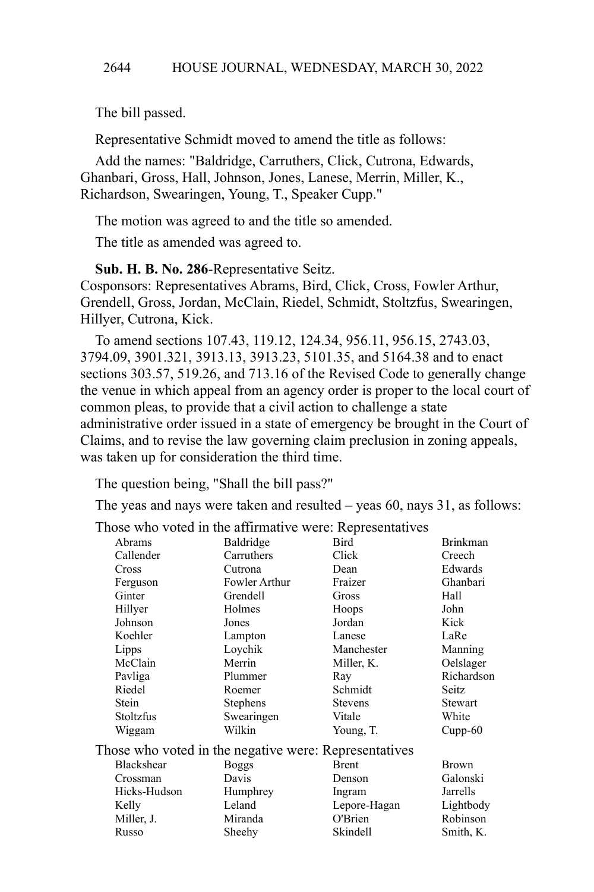The bill passed.

Representative Schmidt moved to amend the title as follows:

Add the names: "Baldridge, Carruthers, Click, Cutrona, Edwards, Ghanbari, Gross, Hall, Johnson, Jones, Lanese, Merrin, Miller, K., Richardson, Swearingen, Young, T., Speaker Cupp."

The motion was agreed to and the title so amended.

The title as amended was agreed to.

**Sub. H. B. No. 286**-Representative Seitz.
Cosponsors: Representatives Abrams, Bird, Click, Cross, Fowler Arthur, Grendell, Gross, Jordan, McClain, Riedel, Schmidt, Stoltzfus, Swearingen, Hillyer, Cutrona, Kick.

To amend sections 107.43, 119.12, 124.34, 956.11, 956.15, 2743.03, 3794.09, 3901.321, 3913.13, 3913.23, 5101.35, and 5164.38 and to enact sections 303.57, 519.26, and 713.16 of the Revised Code to generally change the venue in which appeal from an agency order is proper to the local court of common pleas, to provide that a civil action to challenge a state administrative order issued in a state of emergency be brought in the Court of Claims, and to revise the law governing claim preclusion in zoning appeals, was taken up for consideration the third time.

The question being, "Shall the bill pass?"

The yeas and nays were taken and resulted – yeas 60, nays 31, as follows:

Those who voted in the affirmative were: Representatives

| | | | |
|---|---|---|---|
| Abrams | Baldridge | Bird | Brinkman |
| Callender | Carruthers | Click | Creech |
| Cross | Cutrona | Dean | Edwards |
| Ferguson | Fowler Arthur | Fraizer | Ghanbari |
| Ginter | Grendell | Gross | Hall |
| Hillyer | Holmes | Hoops | John |
| Johnson | Jones | Jordan | Kick |
| Koehler | Lampton | Lanese | LaRe |
| Lipps | Loychik | Manchester | Manning |
| McClain | Merrin | Miller, K. | Oelslager |
| Pavliga | Plummer | Ray | Richardson |
| Riedel | Roemer | Schmidt | Seitz |
| Stein | Stephens | Stevens | Stewart |
| Stoltzfus | Swearingen | Vitale | White |
| Wiggam | Wilkin | Young, T. | Cupp-60 |

Those who voted in the negative were: Representatives

| | | | |
|---|---|---|---|
| Blackshear | Boggs | Brent | Brown |
| Crossman | Davis | Denson | Galonski |
| Hicks-Hudson | Humphrey | Ingram | Jarrells |
| Kelly | Leland | Lepore-Hagan | Lightbody |
| Miller, J. | Miranda | O'Brien | Robinson |
| Russo | Sheehy | Skindell | Smith, K. |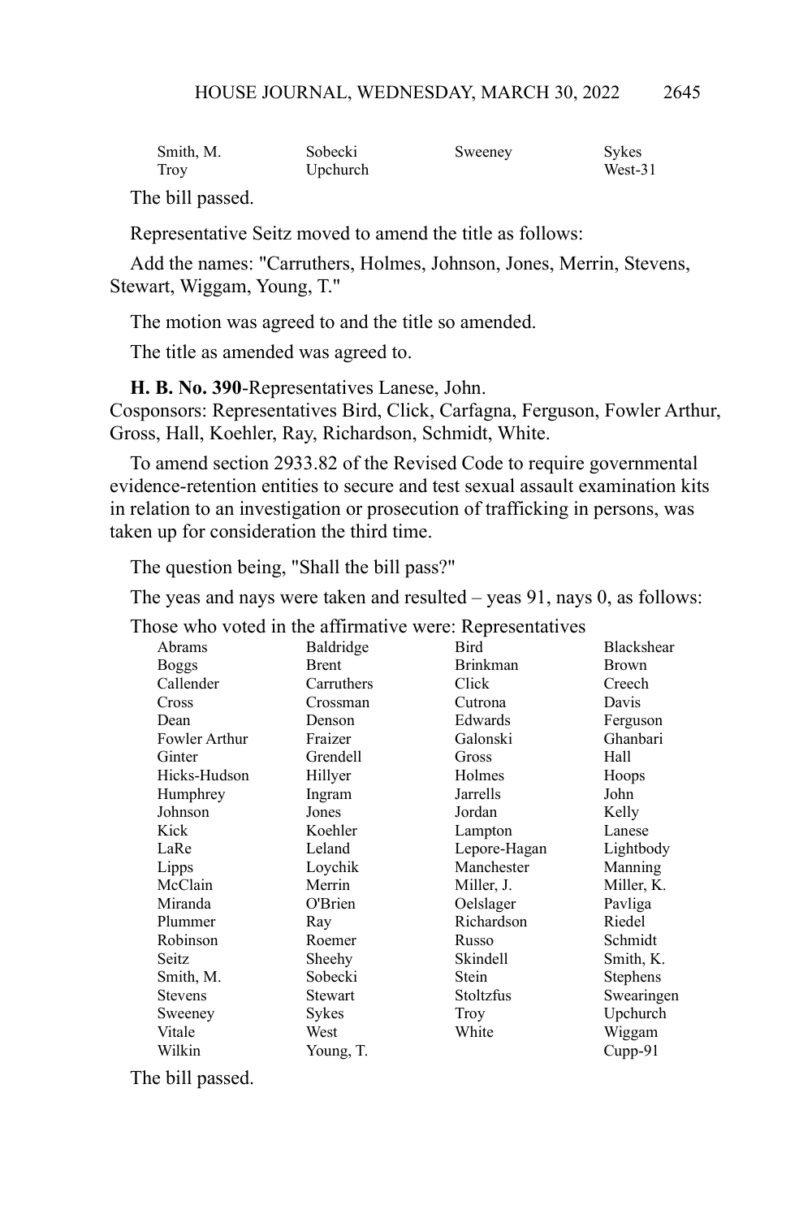| Smith, M. | Sobecki | Sweeney | Sykes |
|---|---|---|---|
| Troy | Upchurch | | West-31 |

The bill passed.

Representative Seitz moved to amend the title as follows:

Add the names: "Carruthers, Holmes, Johnson, Jones, Merrin, Stevens, Stewart, Wiggam, Young, T."

The motion was agreed to and the title so amended.

The title as amended was agreed to.

**H. B. No. 390**-Representatives Lanese, John.
Cosponsors: Representatives Bird, Click, Carfagna, Ferguson, Fowler Arthur, Gross, Hall, Koehler, Ray, Richardson, Schmidt, White.

To amend section 2933.82 of the Revised Code to require governmental evidence-retention entities to secure and test sexual assault examination kits in relation to an investigation or prosecution of trafficking in persons, was taken up for consideration the third time.

The question being, "Shall the bill pass?"

The yeas and nays were taken and resulted – yeas 91, nays 0, as follows:

Those who voted in the affirmative were: Representatives

| Abrams | Baldridge | Bird | Blackshear |
|---|---|---|---|
| Boggs | Brent | Brinkman | Brown |
| Callender | Carruthers | Click | Creech |
| Cross | Crossman | Cutrona | Davis |
| Dean | Denson | Edwards | Ferguson |
| Fowler Arthur | Fraizer | Galonski | Ghanbari |
| Ginter | Grendell | Gross | Hall |
| Hicks-Hudson | Hillyer | Holmes | Hoops |
| Humphrey | Ingram | Jarrells | John |
| Johnson | Jones | Jordan | Kelly |
| Kick | Koehler | Lampton | Lanese |
| LaRe | Leland | Lepore-Hagan | Lightbody |
| Lipps | Loychik | Manchester | Manning |
| McClain | Merrin | Miller, J. | Miller, K. |
| Miranda | O'Brien | Oelslager | Pavliga |
| Plummer | Ray | Richardson | Riedel |
| Robinson | Roemer | Russo | Schmidt |
| Seitz | Sheehy | Skindell | Smith, K. |
| Smith, M. | Sobecki | Stein | Stephens |
| Stevens | Stewart | Stoltzfus | Swearingen |
| Sweeney | Sykes | Troy | Upchurch |
| Vitale | West | White | Wiggam |
| Wilkin | Young, T. | | Cupp-91 |

The bill passed.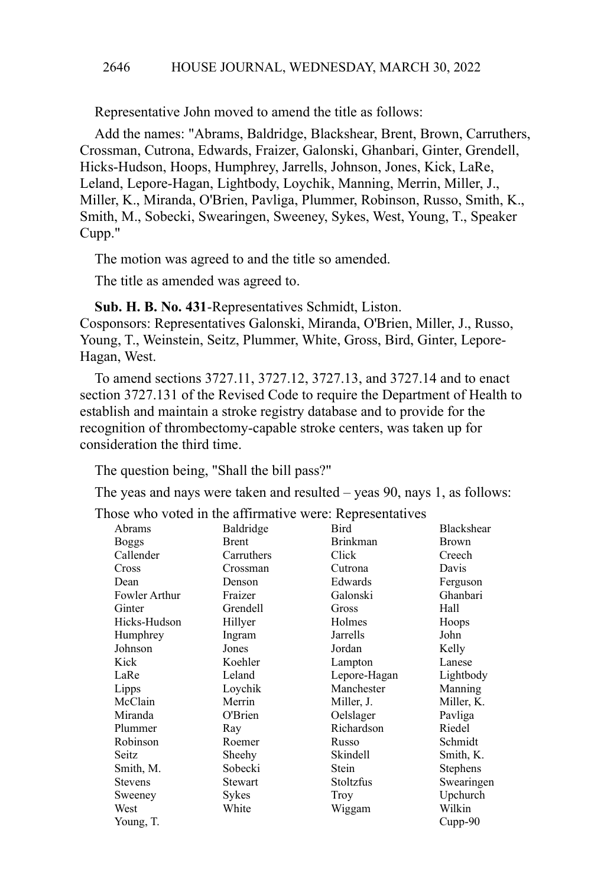Representative John moved to amend the title as follows:

Add the names: "Abrams, Baldridge, Blackshear, Brent, Brown, Carruthers, Crossman, Cutrona, Edwards, Fraizer, Galonski, Ghanbari, Ginter, Grendell, Hicks-Hudson, Hoops, Humphrey, Jarrells, Johnson, Jones, Kick, LaRe, Leland, Lepore-Hagan, Lightbody, Loychik, Manning, Merrin, Miller, J., Miller, K., Miranda, O'Brien, Pavliga, Plummer, Robinson, Russo, Smith, K., Smith, M., Sobecki, Swearingen, Sweeney, Sykes, West, Young, T., Speaker Cupp."

The motion was agreed to and the title so amended.

The title as amended was agreed to.

**Sub. H. B. No. 431**-Representatives Schmidt, Liston.
Cosponsors: Representatives Galonski, Miranda, O'Brien, Miller, J., Russo, Young, T., Weinstein, Seitz, Plummer, White, Gross, Bird, Ginter, Lepore-Hagan, West.

To amend sections 3727.11, 3727.12, 3727.13, and 3727.14 and to enact section 3727.131 of the Revised Code to require the Department of Health to establish and maintain a stroke registry database and to provide for the recognition of thrombectomy-capable stroke centers, was taken up for consideration the third time.

The question being, "Shall the bill pass?"

The yeas and nays were taken and resulted – yeas 90, nays 1, as follows:

Those who voted in the affirmative were: Representatives

| | | | |
|---|---|---|---|
| Abrams | Baldridge | Bird | Blackshear |
| Boggs | Brent | Brinkman | Brown |
| Callender | Carruthers | Click | Creech |
| Cross | Crossman | Cutrona | Davis |
| Dean | Denson | Edwards | Ferguson |
| Fowler Arthur | Fraizer | Galonski | Ghanbari |
| Ginter | Grendell | Gross | Hall |
| Hicks-Hudson | Hillyer | Holmes | Hoops |
| Humphrey | Ingram | Jarrells | John |
| Johnson | Jones | Jordan | Kelly |
| Kick | Koehler | Lampton | Lanese |
| LaRe | Leland | Lepore-Hagan | Lightbody |
| Lipps | Loychik | Manchester | Manning |
| McClain | Merrin | Miller, J. | Miller, K. |
| Miranda | O'Brien | Oelslager | Pavliga |
| Plummer | Ray | Richardson | Riedel |
| Robinson | Roemer | Russo | Schmidt |
| Seitz | Sheehy | Skindell | Smith, K. |
| Smith, M. | Sobecki | Stein | Stephens |
| Stevens | Stewart | Stoltzfus | Swearingen |
| Sweeney | Sykes | Troy | Upchurch |
| West | White | Wiggam | Wilkin |
| Young, T. | | | Cupp-90 |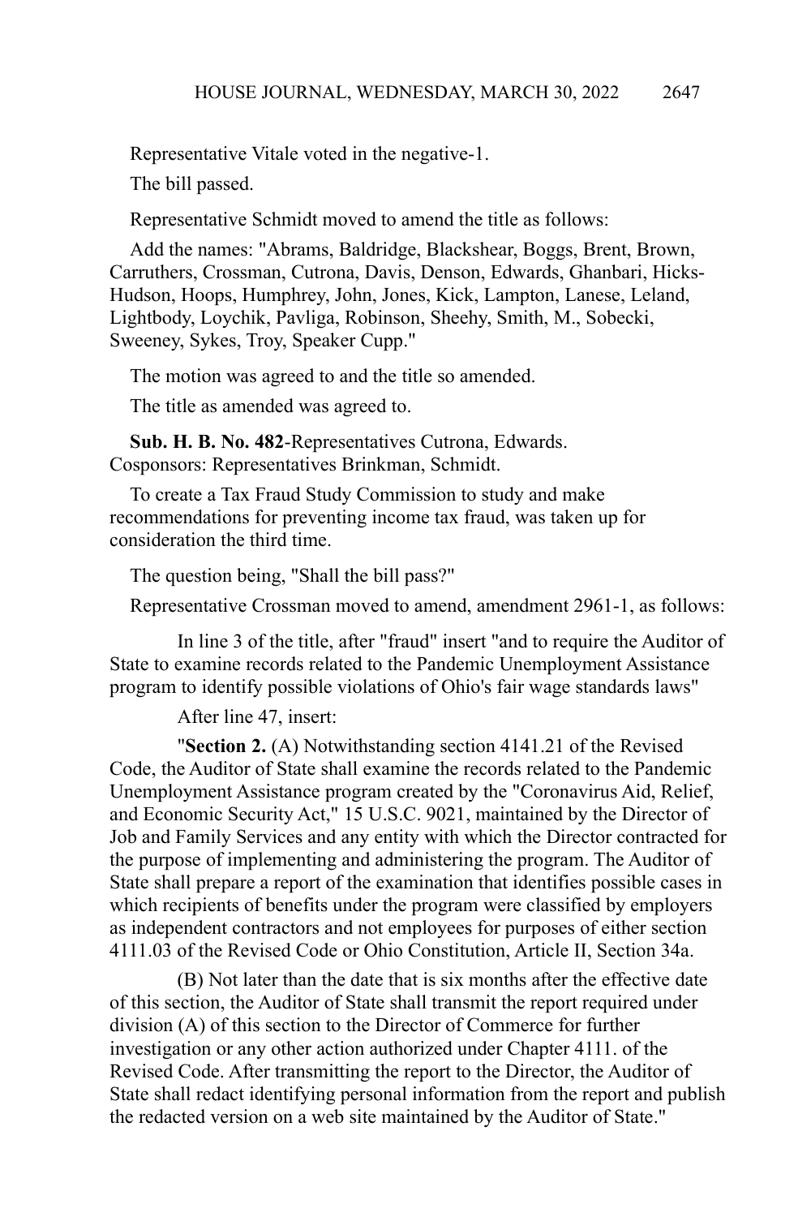Representative Vitale voted in the negative-1.

The bill passed.

Representative Schmidt moved to amend the title as follows:

Add the names: "Abrams, Baldridge, Blackshear, Boggs, Brent, Brown, Carruthers, Crossman, Cutrona, Davis, Denson, Edwards, Ghanbari, Hicks-Hudson, Hoops, Humphrey, John, Jones, Kick, Lampton, Lanese, Leland, Lightbody, Loychik, Pavliga, Robinson, Sheehy, Smith, M., Sobecki, Sweeney, Sykes, Troy, Speaker Cupp."

The motion was agreed to and the title so amended.

The title as amended was agreed to.

**Sub. H. B. No. 482**-Representatives Cutrona, Edwards. Cosponsors: Representatives Brinkman, Schmidt.

To create a Tax Fraud Study Commission to study and make recommendations for preventing income tax fraud, was taken up for consideration the third time.

The question being, "Shall the bill pass?"

Representative Crossman moved to amend, amendment 2961-1, as follows:

In line 3 of the title, after "fraud" insert "and to require the Auditor of State to examine records related to the Pandemic Unemployment Assistance program to identify possible violations of Ohio's fair wage standards laws"

After line 47, insert:

"**Section 2.** (A) Notwithstanding section 4141.21 of the Revised Code, the Auditor of State shall examine the records related to the Pandemic Unemployment Assistance program created by the "Coronavirus Aid, Relief, and Economic Security Act," 15 U.S.C. 9021, maintained by the Director of Job and Family Services and any entity with which the Director contracted for the purpose of implementing and administering the program. The Auditor of State shall prepare a report of the examination that identifies possible cases in which recipients of benefits under the program were classified by employers as independent contractors and not employees for purposes of either section 4111.03 of the Revised Code or Ohio Constitution, Article II, Section 34a.

(B) Not later than the date that is six months after the effective date of this section, the Auditor of State shall transmit the report required under division (A) of this section to the Director of Commerce for further investigation or any other action authorized under Chapter 4111. of the Revised Code. After transmitting the report to the Director, the Auditor of State shall redact identifying personal information from the report and publish the redacted version on a web site maintained by the Auditor of State."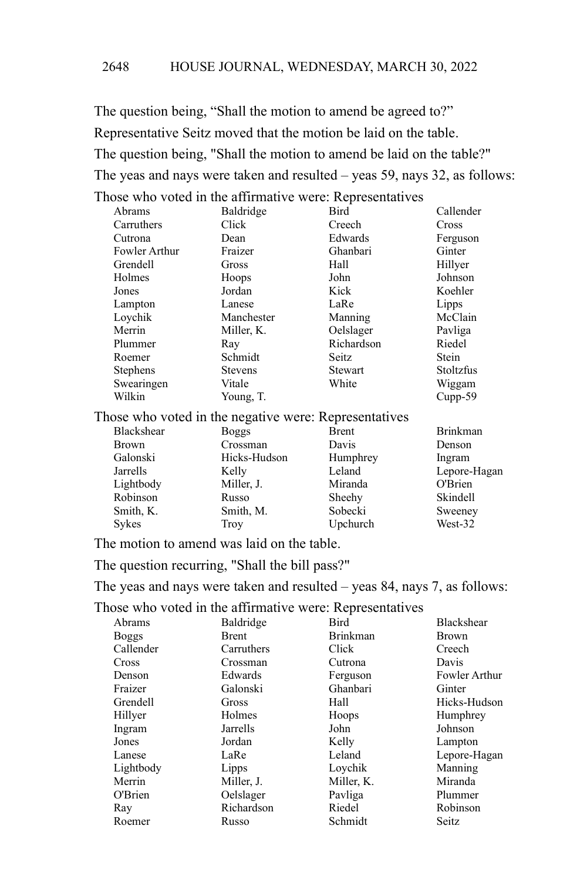The question being, “Shall the motion to amend be agreed to?”

Representative Seitz moved that the motion be laid on the table.

The question being, "Shall the motion to amend be laid on the table?"

The yeas and nays were taken and resulted – yeas 59, nays 32, as follows:

Those who voted in the affirmative were: Representatives

| | | | |
|---|---|---|---|
| Abrams | Baldridge | Bird | Callender |
| Carruthers | Click | Creech | Cross |
| Cutrona | Dean | Edwards | Ferguson |
| Fowler Arthur | Fraizer | Ghanbari | Ginter |
| Grendell | Gross | Hall | Hillyer |
| Holmes | Hoops | John | Johnson |
| Jones | Jordan | Kick | Koehler |
| Lampton | Lanese | LaRe | Lipps |
| Loychik | Manchester | Manning | McClain |
| Merrin | Miller, K. | Oelslager | Pavliga |
| Plummer | Ray | Richardson | Riedel |
| Roemer | Schmidt | Seitz | Stein |
| Stephens | Stevens | Stewart | Stoltzfus |
| Swearingen | Vitale | White | Wiggam |
| Wilkin | Young, T. | | Cupp-59 |

Those who voted in the negative were: Representatives

| | | | |
|---|---|---|---|
| Blackshear | Boggs | Brent | Brinkman |
| Brown | Crossman | Davis | Denson |
| Galonski | Hicks-Hudson | Humphrey | Ingram |
| Jarrells | Kelly | Leland | Lepore-Hagan |
| Lightbody | Miller, J. | Miranda | O'Brien |
| Robinson | Russo | Sheehy | Skindell |
| Smith, K. | Smith, M. | Sobecki | Sweeney |
| Sykes | Troy | Upchurch | West-32 |

The motion to amend was laid on the table.

The question recurring, "Shall the bill pass?"

The yeas and nays were taken and resulted – yeas 84, nays 7, as follows:

Those who voted in the affirmative were: Representatives

| | | | |
|---|---|---|---|
| Abrams | Baldridge | Bird | Blackshear |
| Boggs | Brent | Brinkman | Brown |
| Callender | Carruthers | Click | Creech |
| Cross | Crossman | Cutrona | Davis |
| Denson | Edwards | Ferguson | Fowler Arthur |
| Fraizer | Galonski | Ghanbari | Ginter |
| Grendell | Gross | Hall | Hicks-Hudson |
| Hillyer | Holmes | Hoops | Humphrey |
| Ingram | Jarrells | John | Johnson |
| Jones | Jordan | Kelly | Lampton |
| Lanese | LaRe | Leland | Lepore-Hagan |
| Lightbody | Lipps | Loychik | Manning |
| Merrin | Miller, J. | Miller, K. | Miranda |
| O'Brien | Oelslager | Pavliga | Plummer |
| Ray | Richardson | Riedel | Robinson |
| Roemer | Russo | Schmidt | Seitz |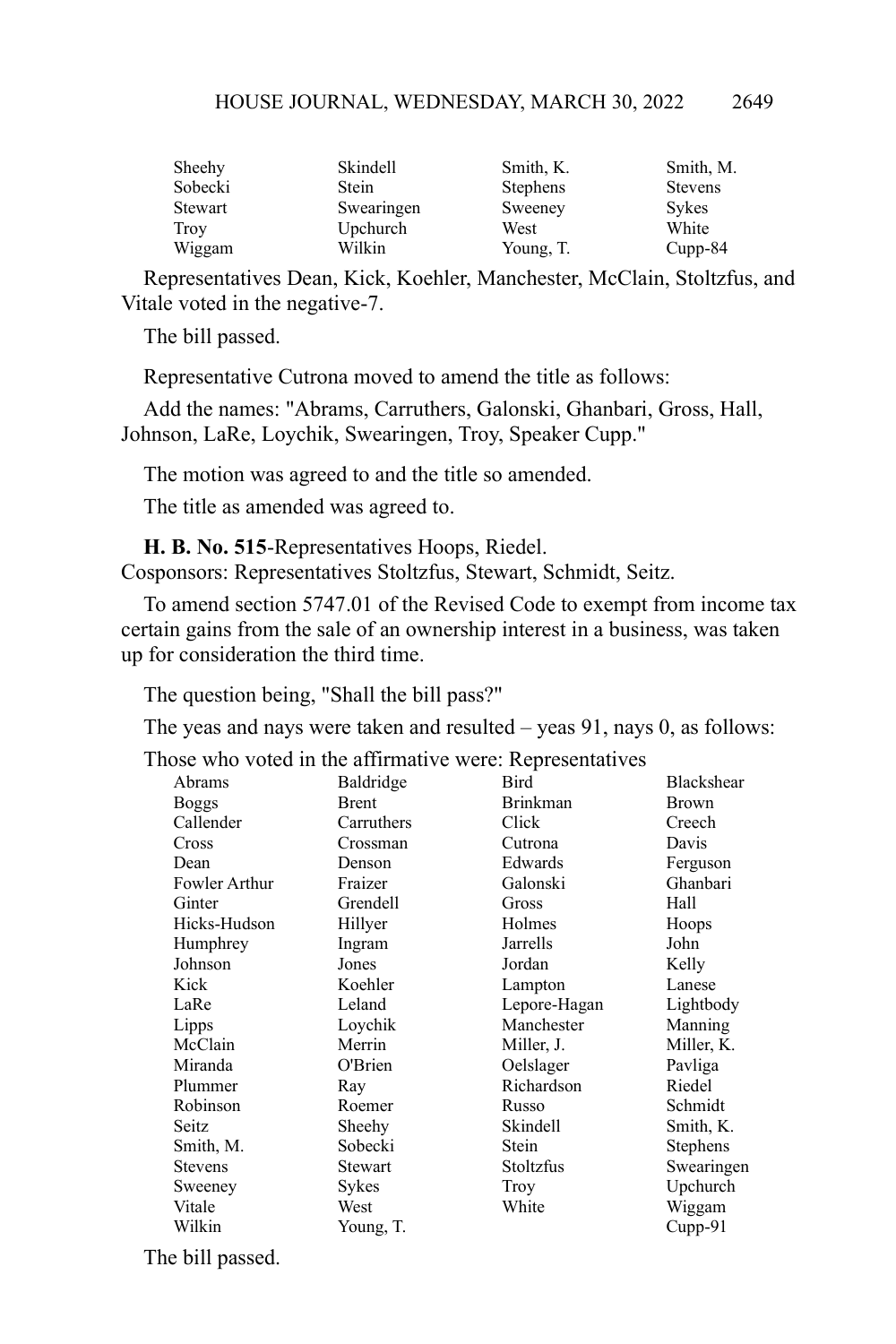| | | | |
|---|---|---|---|
| Sheehy | Skindell | Smith, K. | Smith, M. |
| Sobecki | Stein | Stephens | Stevens |
| Stewart | Swearingen | Sweeney | Sykes |
| Troy | Upchurch | West | White |
| Wiggam | Wilkin | Young, T. | Cupp-84 |

Representatives Dean, Kick, Koehler, Manchester, McClain, Stoltzfus, and Vitale voted in the negative-7.

The bill passed.

Representative Cutrona moved to amend the title as follows:

Add the names: "Abrams, Carruthers, Galonski, Ghanbari, Gross, Hall, Johnson, LaRe, Loychik, Swearingen, Troy, Speaker Cupp."

The motion was agreed to and the title so amended.

The title as amended was agreed to.

**H. B. No. 515**-Representatives Hoops, Riedel.
Cosponsors: Representatives Stoltzfus, Stewart, Schmidt, Seitz.

To amend section 5747.01 of the Revised Code to exempt from income tax certain gains from the sale of an ownership interest in a business, was taken up for consideration the third time.

The question being, "Shall the bill pass?"

The yeas and nays were taken and resulted – yeas 91, nays 0, as follows:

Those who voted in the affirmative were: Representatives

| | | | |
|---|---|---|---|
| Abrams | Baldridge | Bird | Blackshear |
| Boggs | Brent | Brinkman | Brown |
| Callender | Carruthers | Click | Creech |
| Cross | Crossman | Cutrona | Davis |
| Dean | Denson | Edwards | Ferguson |
| Fowler Arthur | Fraizer | Galonski | Ghanbari |
| Ginter | Grendell | Gross | Hall |
| Hicks-Hudson | Hillyer | Holmes | Hoops |
| Humphrey | Ingram | Jarrells | John |
| Johnson | Jones | Jordan | Kelly |
| Kick | Koehler | Lampton | Lanese |
| LaRe | Leland | Lepore-Hagan | Lightbody |
| Lipps | Loychik | Manchester | Manning |
| McClain | Merrin | Miller, J. | Miller, K. |
| Miranda | O'Brien | Oelslager | Pavliga |
| Plummer | Ray | Richardson | Riedel |
| Robinson | Roemer | Russo | Schmidt |
| Seitz | Sheehy | Skindell | Smith, K. |
| Smith, M. | Sobecki | Stein | Stephens |
| Stevens | Stewart | Stoltzfus | Swearingen |
| Sweeney | Sykes | Troy | Upchurch |
| Vitale | West | White | Wiggam |
| Wilkin | Young, T. | | Cupp-91 |

The bill passed.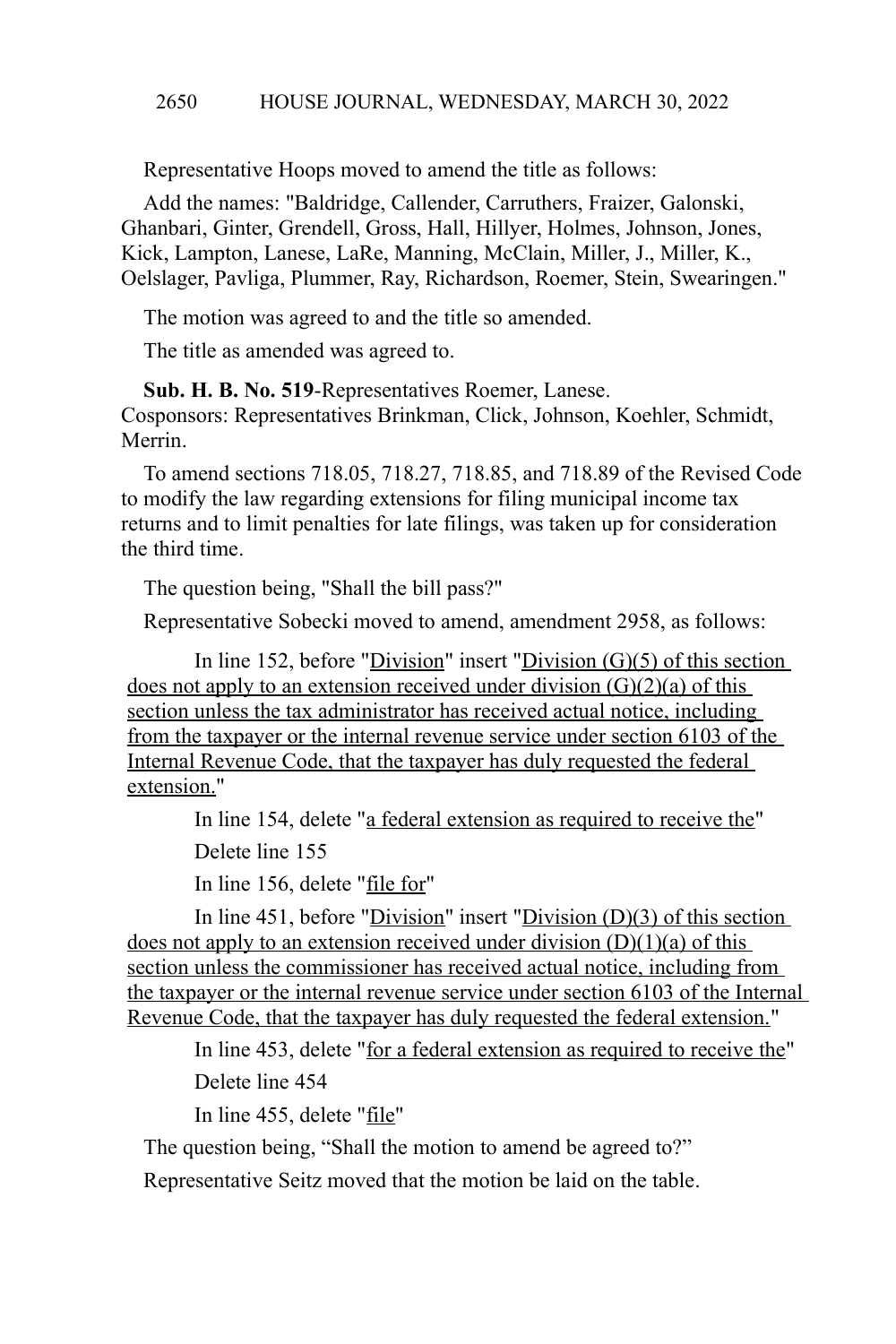Representative Hoops moved to amend the title as follows:

Add the names: "Baldridge, Callender, Carruthers, Fraizer, Galonski, Ghanbari, Ginter, Grendell, Gross, Hall, Hillyer, Holmes, Johnson, Jones, Kick, Lampton, Lanese, LaRe, Manning, McClain, Miller, J., Miller, K., Oelslager, Pavliga, Plummer, Ray, Richardson, Roemer, Stein, Swearingen."

The motion was agreed to and the title so amended.

The title as amended was agreed to.

**Sub. H. B. No. 519**-Representatives Roemer, Lanese.
Cosponsors: Representatives Brinkman, Click, Johnson, Koehler, Schmidt, Merrin.

To amend sections 718.05, 718.27, 718.85, and 718.89 of the Revised Code to modify the law regarding extensions for filing municipal income tax returns and to limit penalties for late filings, was taken up for consideration the third time.

The question being, "Shall the bill pass?"

Representative Sobecki moved to amend, amendment 2958, as follows:

In line 152, before "Division" insert "Division (G)(5) of this section does not apply to an extension received under division (G)(2)(a) of this section unless the tax administrator has received actual notice, including from the taxpayer or the internal revenue service under section 6103 of the Internal Revenue Code, that the taxpayer has duly requested the federal extension."

In line 154, delete "a federal extension as required to receive the"

Delete line 155

In line 156, delete "file for"

In line 451, before "Division" insert "Division (D)(3) of this section does not apply to an extension received under division (D)(1)(a) of this section unless the commissioner has received actual notice, including from the taxpayer or the internal revenue service under section 6103 of the Internal Revenue Code, that the taxpayer has duly requested the federal extension."

In line 453, delete "for a federal extension as required to receive the"

Delete line 454

In line 455, delete "file"

The question being, "Shall the motion to amend be agreed to?"

Representative Seitz moved that the motion be laid on the table.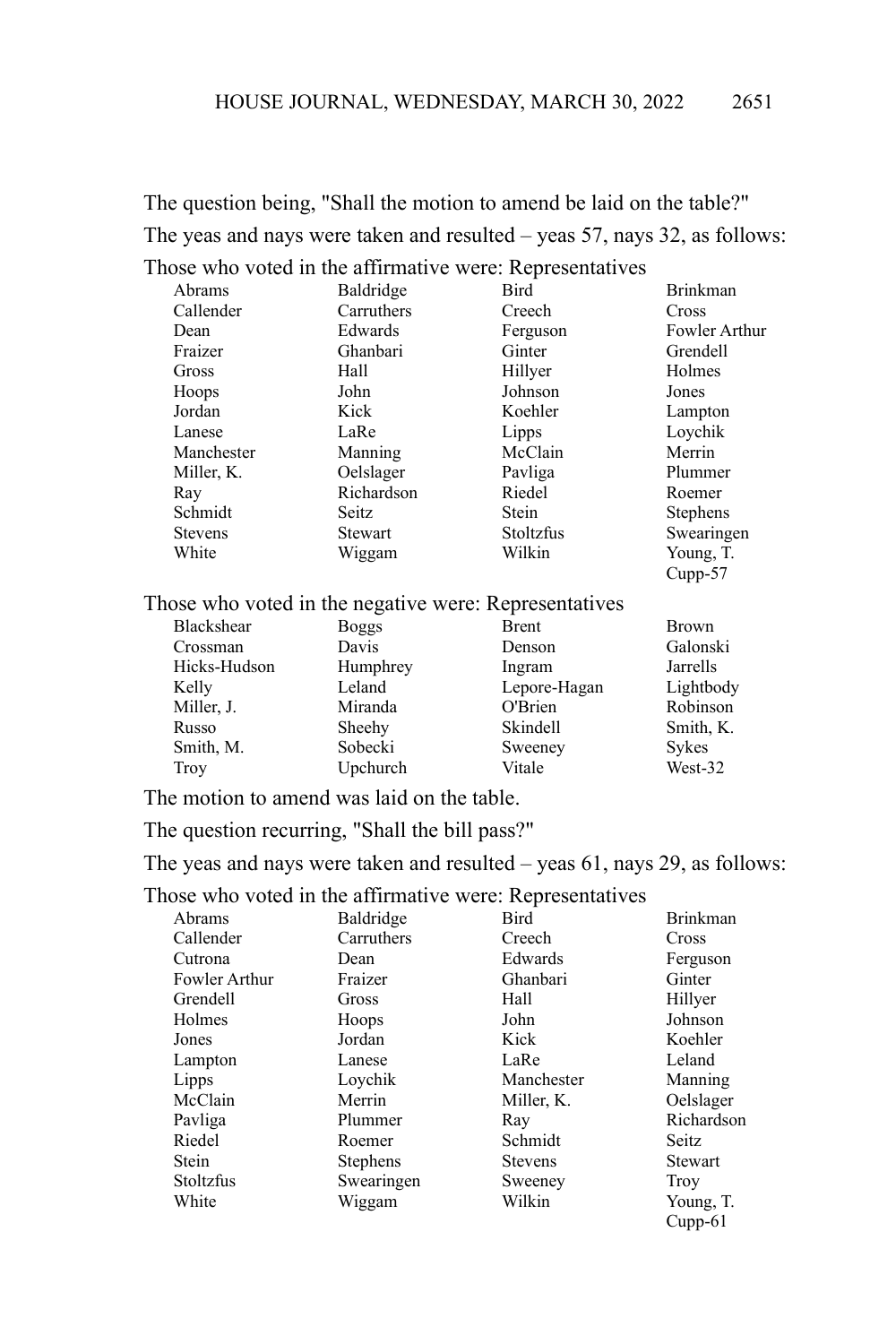The question being, "Shall the motion to amend be laid on the table?"

The yeas and nays were taken and resulted – yeas 57, nays 32, as follows:

Those who voted in the affirmative were: Representatives

| | | | |
|---|---|---|---|
| Abrams | Baldridge | Bird | Brinkman |
| Callender | Carruthers | Creech | Cross |
| Dean | Edwards | Ferguson | Fowler Arthur |
| Fraizer | Ghanbari | Ginter | Grendell |
| Gross | Hall | Hillyer | Holmes |
| Hoops | John | Johnson | Jones |
| Jordan | Kick | Koehler | Lampton |
| Lanese | LaRe | Lipps | Loychik |
| Manchester | Manning | McClain | Merrin |
| Miller, K. | Oelslager | Pavliga | Plummer |
| Ray | Richardson | Riedel | Roemer |
| Schmidt | Seitz | Stein | Stephens |
| Stevens | Stewart | Stoltzfus | Swearingen |
| White | Wiggam | Wilkin | Young, T. |
| | | | Cupp-57 |

Those who voted in the negative were: Representatives

| | | | |
|---|---|---|---|
| Blackshear | Boggs | Brent | Brown |
| Crossman | Davis | Denson | Galonski |
| Hicks-Hudson | Humphrey | Ingram | Jarrells |
| Kelly | Leland | Lepore-Hagan | Lightbody |
| Miller, J. | Miranda | O'Brien | Robinson |
| Russo | Sheehy | Skindell | Smith, K. |
| Smith, M. | Sobecki | Sweeney | Sykes |
| Troy | Upchurch | Vitale | West-32 |

The motion to amend was laid on the table.

The question recurring, "Shall the bill pass?"

The yeas and nays were taken and resulted – yeas 61, nays 29, as follows:

Those who voted in the affirmative were: Representatives

| | | | |
|---|---|---|---|
| Abrams | Baldridge | Bird | Brinkman |
| Callender | Carruthers | Creech | Cross |
| Cutrona | Dean | Edwards | Ferguson |
| Fowler Arthur | Fraizer | Ghanbari | Ginter |
| Grendell | Gross | Hall | Hillyer |
| Holmes | Hoops | John | Johnson |
| Jones | Jordan | Kick | Koehler |
| Lampton | Lanese | LaRe | Leland |
| Lipps | Loychik | Manchester | Manning |
| McClain | Merrin | Miller, K. | Oelslager |
| Pavliga | Plummer | Ray | Richardson |
| Riedel | Roemer | Schmidt | Seitz |
| Stein | Stephens | Stevens | Stewart |
| Stoltzfus | Swearingen | Sweeney | Troy |
| White | Wiggam | Wilkin | Young, T. |
| | | | Cupp-61 |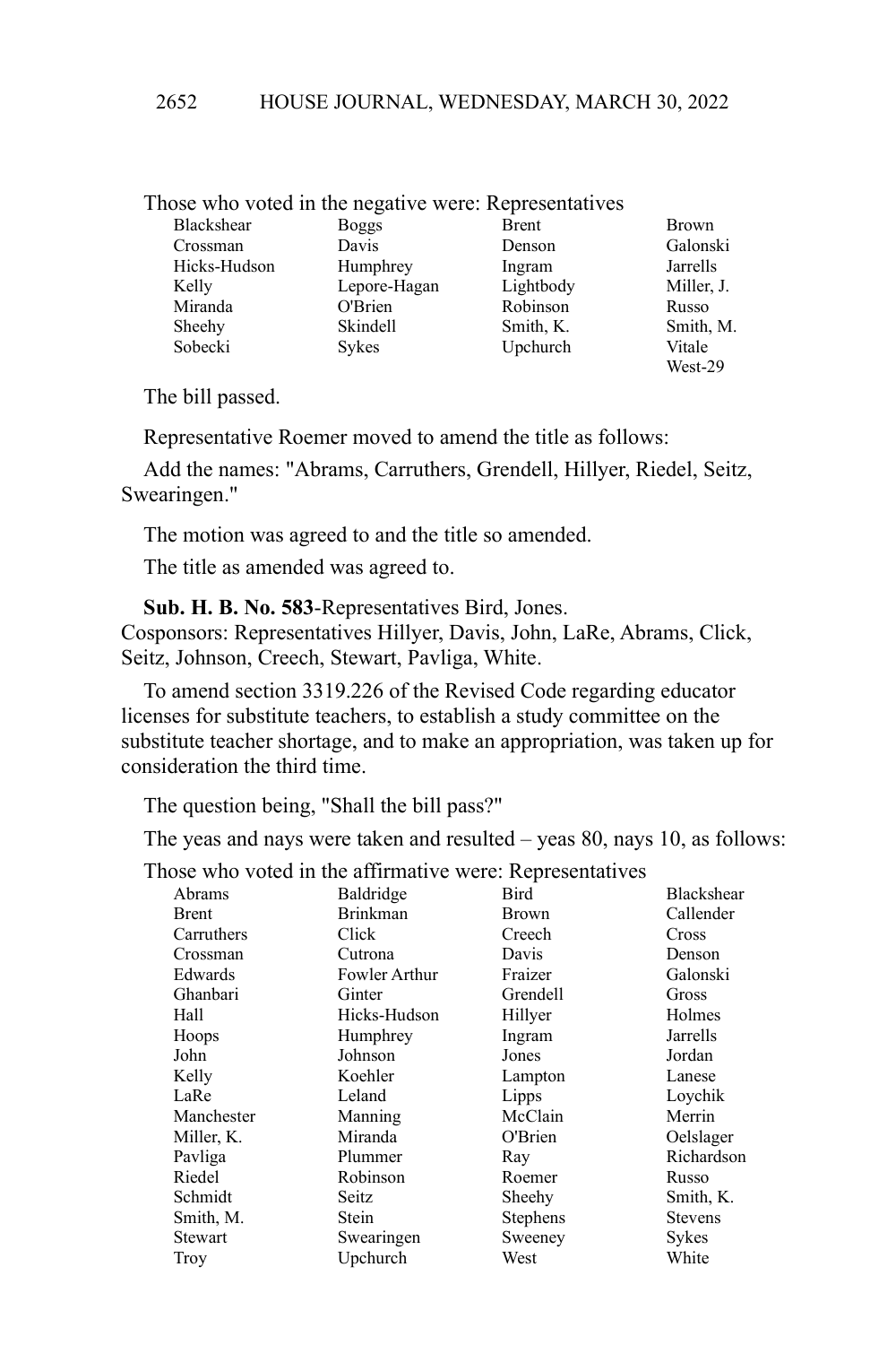Those who voted in the negative were: Representatives

| | | | |
|---|---|---|---|
| Blackshear | Boggs | Brent | Brown |
| Crossman | Davis | Denson | Galonski |
| Hicks-Hudson | Humphrey | Ingram | Jarrells |
| Kelly | Lepore-Hagan | Lightbody | Miller, J. |
| Miranda | O'Brien | Robinson | Russo |
| Sheehy | Skindell | Smith, K. | Smith, M. |
| Sobecki | Sykes | Upchurch | Vitale |
| | | | West-29 |

The bill passed.

Representative Roemer moved to amend the title as follows:

Add the names: "Abrams, Carruthers, Grendell, Hillyer, Riedel, Seitz, Swearingen."

The motion was agreed to and the title so amended.

The title as amended was agreed to.

**Sub. H. B. No. 583**-Representatives Bird, Jones.
Cosponsors: Representatives Hillyer, Davis, John, LaRe, Abrams, Click, Seitz, Johnson, Creech, Stewart, Pavliga, White.

To amend section 3319.226 of the Revised Code regarding educator licenses for substitute teachers, to establish a study committee on the substitute teacher shortage, and to make an appropriation, was taken up for consideration the third time.

The question being, "Shall the bill pass?"

The yeas and nays were taken and resulted – yeas 80, nays 10, as follows:

Those who voted in the affirmative were: Representatives

| | | | |
|---|---|---|---|
| Abrams | Baldridge | Bird | Blackshear |
| Brent | Brinkman | Brown | Callender |
| Carruthers | Click | Creech | Cross |
| Crossman | Cutrona | Davis | Denson |
| Edwards | Fowler Arthur | Fraizer | Galonski |
| Ghanbari | Ginter | Grendell | Gross |
| Hall | Hicks-Hudson | Hillyer | Holmes |
| Hoops | Humphrey | Ingram | Jarrells |
| John | Johnson | Jones | Jordan |
| Kelly | Koehler | Lampton | Lanese |
| LaRe | Leland | Lipps | Loychik |
| Manchester | Manning | McClain | Merrin |
| Miller, K. | Miranda | O'Brien | Oelslager |
| Pavliga | Plummer | Ray | Richardson |
| Riedel | Robinson | Roemer | Russo |
| Schmidt | Seitz | Sheehy | Smith, K. |
| Smith, M. | Stein | Stephens | Stevens |
| Stewart | Swearingen | Sweeney | Sykes |
| Troy | Upchurch | West | White |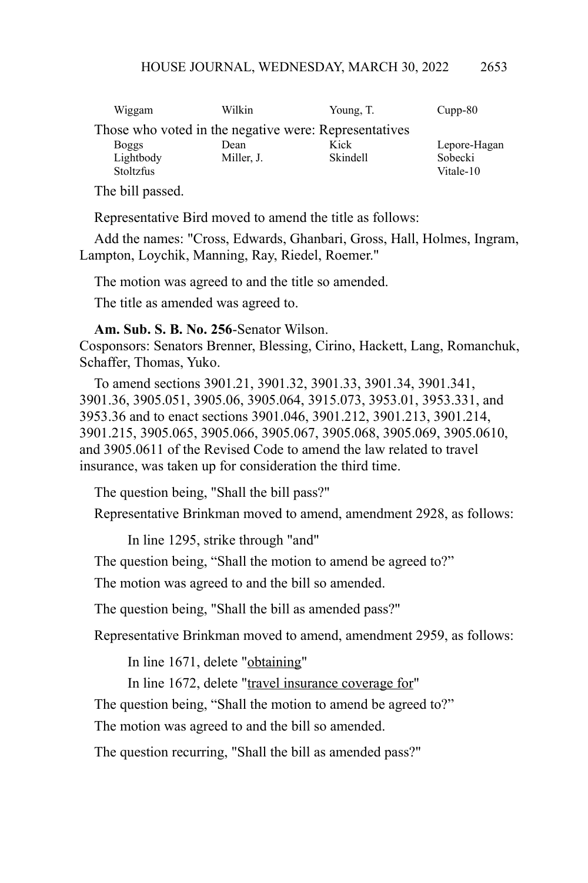| Wiggam | Wilkin | Young, T. | Cupp-80 |
|---|---|---|---|

Those who voted in the negative were: Representatives

| Boggs | Dean | Kick | Lepore-Hagan |
|---|---|---|---|
| Lightbody | Miller, J. | Skindell | Sobecki |
| Stoltzfus | | | Vitale-10 |

The bill passed.

Representative Bird moved to amend the title as follows:

Add the names: "Cross, Edwards, Ghanbari, Gross, Hall, Holmes, Ingram, Lampton, Loychik, Manning, Ray, Riedel, Roemer."

The motion was agreed to and the title so amended.

The title as amended was agreed to.

**Am. Sub. S. B. No. 256**-Senator Wilson.
Cosponsors: Senators Brenner, Blessing, Cirino, Hackett, Lang, Romanchuk, Schaffer, Thomas, Yuko.

To amend sections 3901.21, 3901.32, 3901.33, 3901.34, 3901.341, 3901.36, 3905.051, 3905.06, 3905.064, 3915.073, 3953.01, 3953.331, and 3953.36 and to enact sections 3901.046, 3901.212, 3901.213, 3901.214, 3901.215, 3905.065, 3905.066, 3905.067, 3905.068, 3905.069, 3905.0610, and 3905.0611 of the Revised Code to amend the law related to travel insurance, was taken up for consideration the third time.

The question being, "Shall the bill pass?"

Representative Brinkman moved to amend, amendment 2928, as follows:

In line 1295, strike through "and"

The question being, "Shall the motion to amend be agreed to?"

The motion was agreed to and the bill so amended.

The question being, "Shall the bill as amended pass?"

Representative Brinkman moved to amend, amendment 2959, as follows:

In line 1671, delete "obtaining"

In line 1672, delete "travel insurance coverage for"

The question being, "Shall the motion to amend be agreed to?"

The motion was agreed to and the bill so amended.

The question recurring, "Shall the bill as amended pass?"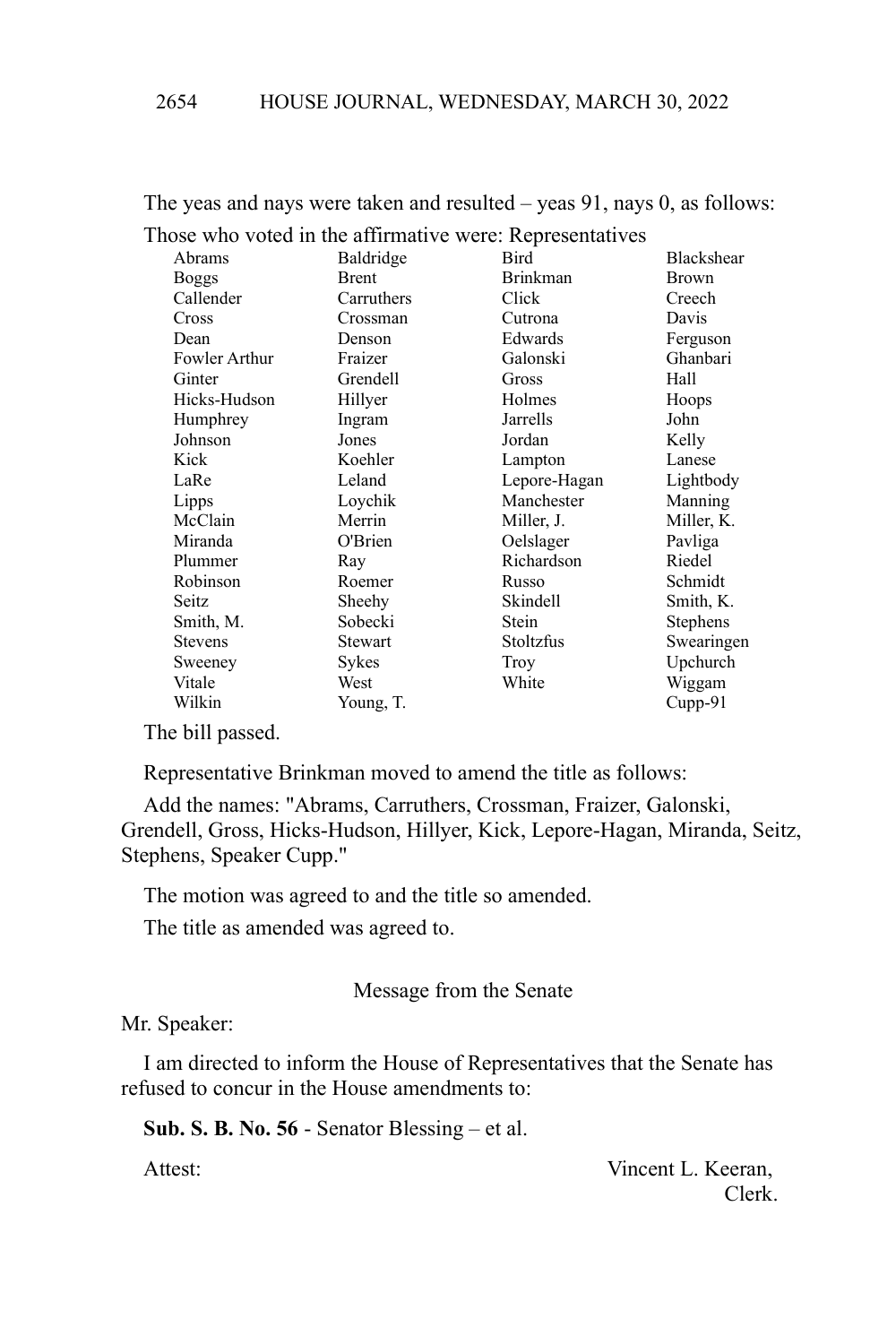The yeas and nays were taken and resulted – yeas 91, nays 0, as follows:

Those who voted in the affirmative were: Representatives

| | | | |
|---|---|---|---|
| Abrams | Baldridge | Bird | Blackshear |
| Boggs | Brent | Brinkman | Brown |
| Callender | Carruthers | Click | Creech |
| Cross | Crossman | Cutrona | Davis |
| Dean | Denson | Edwards | Ferguson |
| Fowler Arthur | Fraizer | Galonski | Ghanbari |
| Ginter | Grendell | Gross | Hall |
| Hicks-Hudson | Hillyer | Holmes | Hoops |
| Humphrey | Ingram | Jarrells | John |
| Johnson | Jones | Jordan | Kelly |
| Kick | Koehler | Lampton | Lanese |
| LaRe | Leland | Lepore-Hagan | Lightbody |
| Lipps | Loychik | Manchester | Manning |
| McClain | Merrin | Miller, J. | Miller, K. |
| Miranda | O'Brien | Oelslager | Pavliga |
| Plummer | Ray | Richardson | Riedel |
| Robinson | Roemer | Russo | Schmidt |
| Seitz | Sheehy | Skindell | Smith, K. |
| Smith, M. | Sobecki | Stein | Stephens |
| Stevens | Stewart | Stoltzfus | Swearingen |
| Sweeney | Sykes | Troy | Upchurch |
| Vitale | West | White | Wiggam |
| Wilkin | Young, T. | | Cupp-91 |

The bill passed.

Representative Brinkman moved to amend the title as follows:

Add the names: "Abrams, Carruthers, Crossman, Fraizer, Galonski, Grendell, Gross, Hicks-Hudson, Hillyer, Kick, Lepore-Hagan, Miranda, Seitz, Stephens, Speaker Cupp."

The motion was agreed to and the title so amended.

The title as amended was agreed to.

Message from the Senate

Mr. Speaker:

I am directed to inform the House of Representatives that the Senate has refused to concur in the House amendments to:

**Sub. S. B. No. 56** - Senator Blessing – et al.

Attest: Vincent L. Keeran,
Clerk.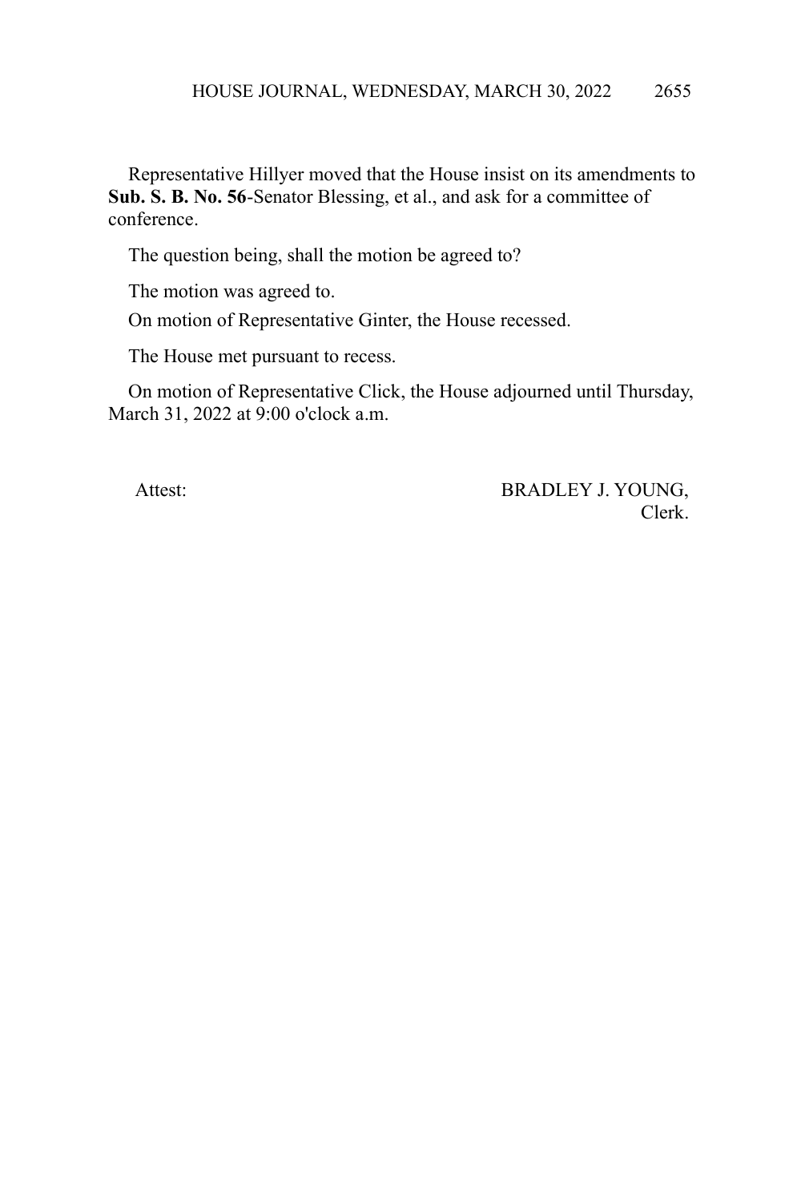Representative Hillyer moved that the House insist on its amendments to **Sub. S. B. No. 56**-Senator Blessing, et al., and ask for a committee of conference.

The question being, shall the motion be agreed to?

The motion was agreed to.

On motion of Representative Ginter, the House recessed.

The House met pursuant to recess.

On motion of Representative Click, the House adjourned until Thursday, March 31, 2022 at 9:00 o'clock a.m.

Attest: BRADLEY J. YOUNG, Clerk.